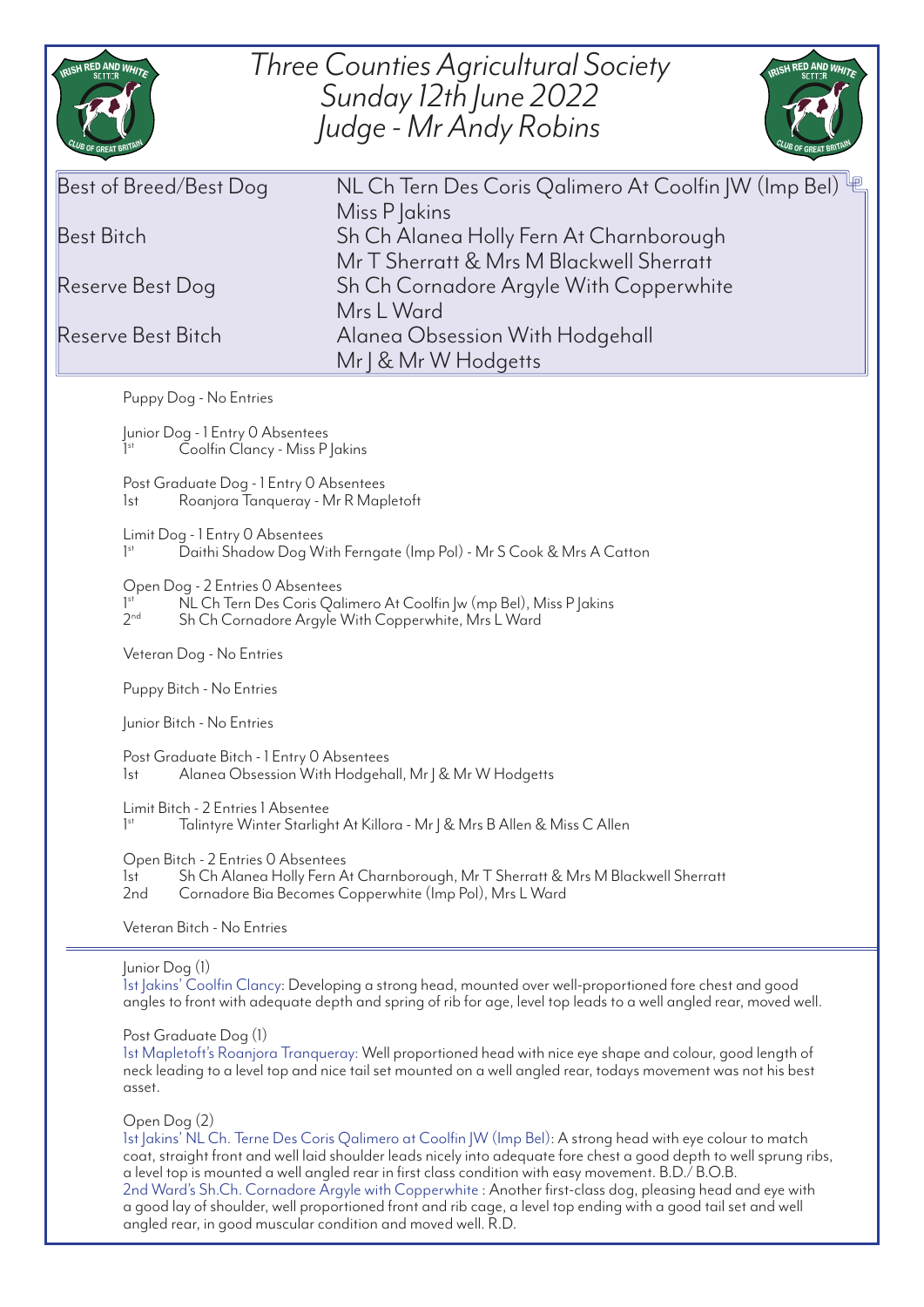# Three Counties Agricultural Society
## Sunday 12th June 2022
## Judge - Mr Andy Robins

| | |
|---|---|
| Best of Breed/Best Dog | NL Ch Tern Des Coris Qalimero At Coolfin JW (Imp Bel)<br>Miss P Jakins |
| Best Bitch | Sh Ch Alanea Holly Fern At Charnborough<br>Mr T Sherratt & Mrs M Blackwell Sherratt |
| Reserve Best Dog | Sh Ch Cornadore Argyle With Copperwhite<br>Mrs L Ward |
| Reserve Best Bitch | Alanea Obsession With Hodgehall<br>Mr J & Mr W Hodgetts |

Puppy Dog - No Entries

Junior Dog - 1 Entry 0 Absentees
1st Coolfin Clancy - Miss P Jakins

Post Graduate Dog - 1 Entry 0 Absentees
1st Roanjora Tanqueray - Mr R Mapletoft

Limit Dog - 1 Entry 0 Absentees
1st Daithi Shadow Dog With Ferngate (Imp Pol) - Mr S Cook & Mrs A Catton

Open Dog - 2 Entries 0 Absentees
1st NL Ch Tern Des Coris Qalimero At Coolfin Jw (mp Bel), Miss P Jakins
2nd Sh Ch Cornadore Argyle With Copperwhite, Mrs L Ward

Veteran Dog - No Entries

Puppy Bitch - No Entries

Junior Bitch - No Entries

Post Graduate Bitch - 1 Entry 0 Absentees
1st Alanea Obsession With Hodgehall, Mr J & Mr W Hodgetts

Limit Bitch - 2 Entries 1 Absentee
1st Talintyre Winter Starlight At Killora - Mr J & Mrs B Allen & Miss C Allen

Open Bitch - 2 Entries 0 Absentees
1st Sh Ch Alanea Holly Fern At Charnborough, Mr T Sherratt & Mrs M Blackwell Sherratt
2nd Cornadore Bia Becomes Copperwhite (Imp Pol), Mrs L Ward

Veteran Bitch - No Entries

---

Junior Dog (1)
1st Jakins' Coolfin Clancy: Developing a strong head, mounted over well-proportioned fore chest and good angles to front with adequate depth and spring of rib for age, level top leads to a well angled rear, moved well.

Post Graduate Dog (1)
1st Mapletoft's Roanjora Tranqueray: Well proportioned head with nice eye shape and colour, good length of neck leading to a level top and nice tail set mounted on a well angled rear, todays movement was not his best asset.

Open Dog (2)
1st Jakins' NL Ch. Terne Des Coris Qalimero at Coolfin JW (Imp Bel): A strong head with eye colour to match coat, straight front and well laid shoulder leads nicely into adequate fore chest a good depth to well sprung ribs, a level top is mounted a well angled rear in first class condition with easy movement. B.D./ B.O.B.
2nd Ward's Sh.Ch. Cornadore Argyle with Copperwhite : Another first-class dog, pleasing head and eye with a good lay of shoulder, well proportioned front and rib cage, a level top ending with a good tail set and well angled rear, in good muscular condition and moved well. R.D.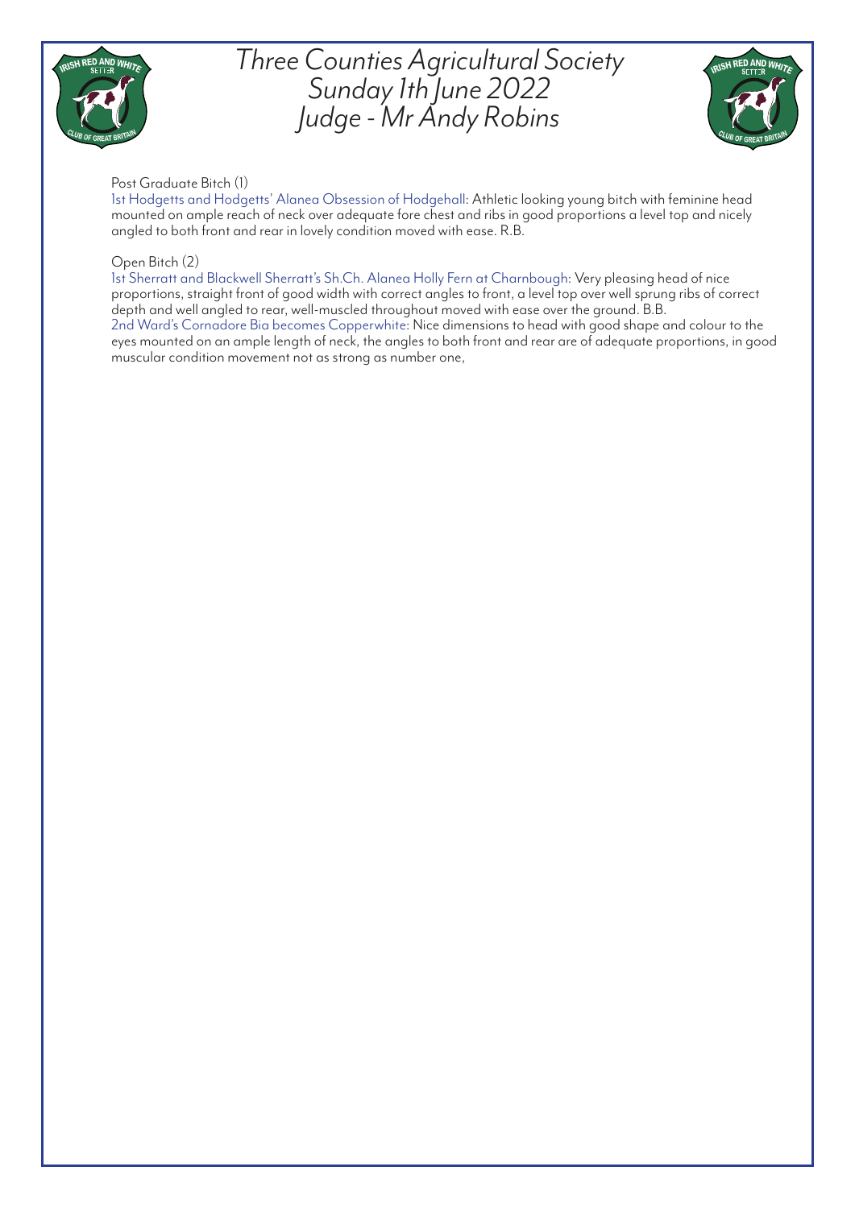# Three Counties Agricultural Society
## Sunday 1th June 2022
## Judge - Mr Andy Robins

Post Graduate Bitch (1)
1st Hodgetts and Hodgetts' Alanea Obsession of Hodgehall: Athletic looking young bitch with feminine head mounted on ample reach of neck over adequate fore chest and ribs in good proportions a level top and nicely angled to both front and rear in lovely condition moved with ease. R.B.

Open Bitch (2)
1st Sherratt and Blackwell Sherratt's Sh.Ch. Alanea Holly Fern at Charnbough: Very pleasing head of nice proportions, straight front of good width with correct angles to front, a level top over well sprung ribs of correct depth and well angled to rear, well-muscled throughout moved with ease over the ground. B.B.
2nd Ward's Cornadore Bia becomes Copperwhite: Nice dimensions to head with good shape and colour to the eyes mounted on an ample length of neck, the angles to both front and rear are of adequate proportions, in good muscular condition movement not as strong as number one,